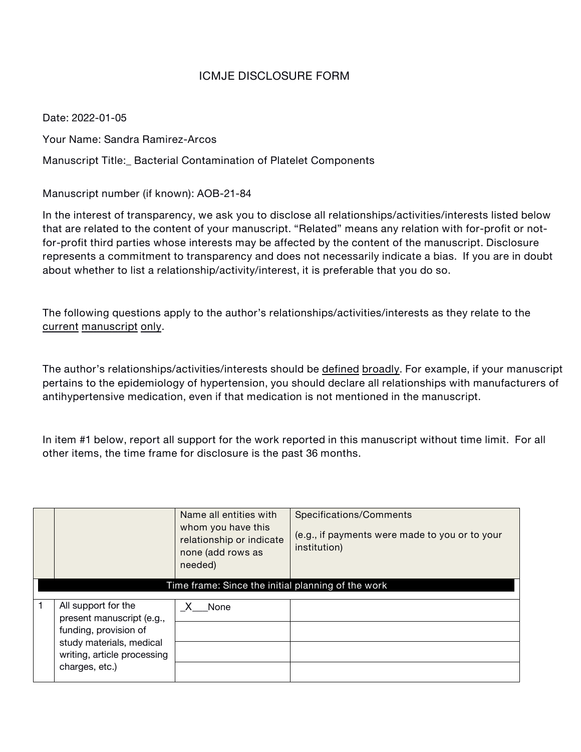# ICMJE DISCLOSURE FORM

Date: 2022-01-05

Your Name: Sandra Ramirez-Arcos

Manuscript Title:_ Bacterial Contamination of Platelet Components

Manuscript number (if known): AOB-21-84

In the interest of transparency, we ask you to disclose all relationships/activities/interests listed below that are related to the content of your manuscript. "Related" means any relation with for-profit or not-for-profit third parties whose interests may be affected by the content of the manuscript. Disclosure represents a commitment to transparency and does not necessarily indicate a bias. If you are in doubt about whether to list a relationship/activity/interest, it is preferable that you do so.

The following questions apply to the author's relationships/activities/interests as they relate to the current manuscript only.

The author's relationships/activities/interests should be defined broadly. For example, if your manuscript pertains to the epidemiology of hypertension, you should declare all relationships with manufacturers of antihypertensive medication, even if that medication is not mentioned in the manuscript.

In item #1 below, report all support for the work reported in this manuscript without time limit. For all other items, the time frame for disclosure is the past 36 months.

| | | Name all entities with whom you have this relationship or indicate none (add rows as needed) | Specifications/Comments (e.g., if payments were made to you or to your institution) |
|---|---|---|---|
| | | Time frame: Since the initial planning of the work | |
| 1 | All support for the present manuscript (e.g., funding, provision of study materials, medical writing, article processing charges, etc.) | _X___None | |
| | | | |
| | | | |
| | | | |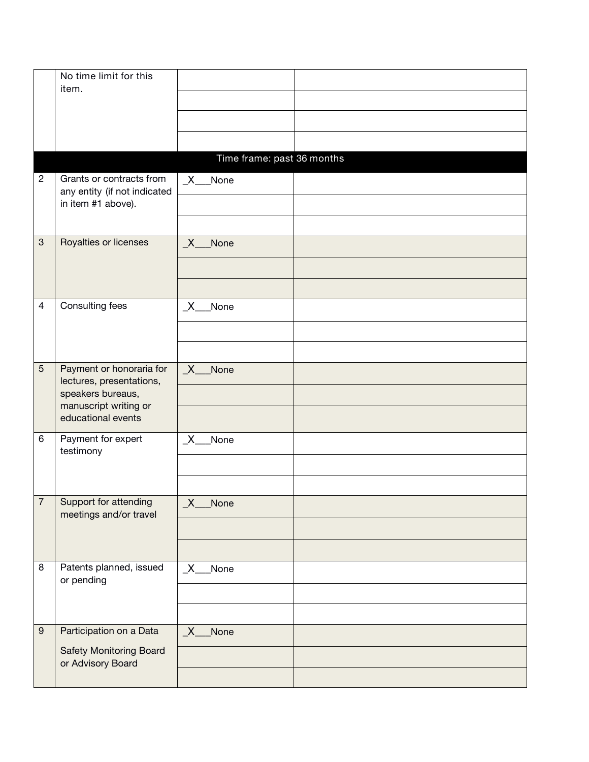| | | | |
|---|---|---|---|
| | No time limit for this item. | | |
| | | | |
| | | | |
| | | | |
| Time frame: past 36 months | | | |
| 2 | Grants or contracts from any entity (if not indicated in item #1 above). | _X___None | |
| | | | |
| | | | |
| 3 | Royalties or licenses | _X___None | |
| | | | |
| | | | |
| 4 | Consulting fees | _X___None | |
| | | | |
| | | | |
| 5 | Payment or honoraria for lectures, presentations, speakers bureaus, manuscript writing or educational events | _X___None | |
| | | | |
| | | | |
| 6 | Payment for expert testimony | _X___None | |
| | | | |
| | | | |
| 7 | Support for attending meetings and/or travel | _X___None | |
| | | | |
| | | | |
| 8 | Patents planned, issued or pending | _X___None | |
| | | | |
| | | | |
| 9 | Participation on a Data Safety Monitoring Board or Advisory Board | _X___None | |
| | | | |
| | | | |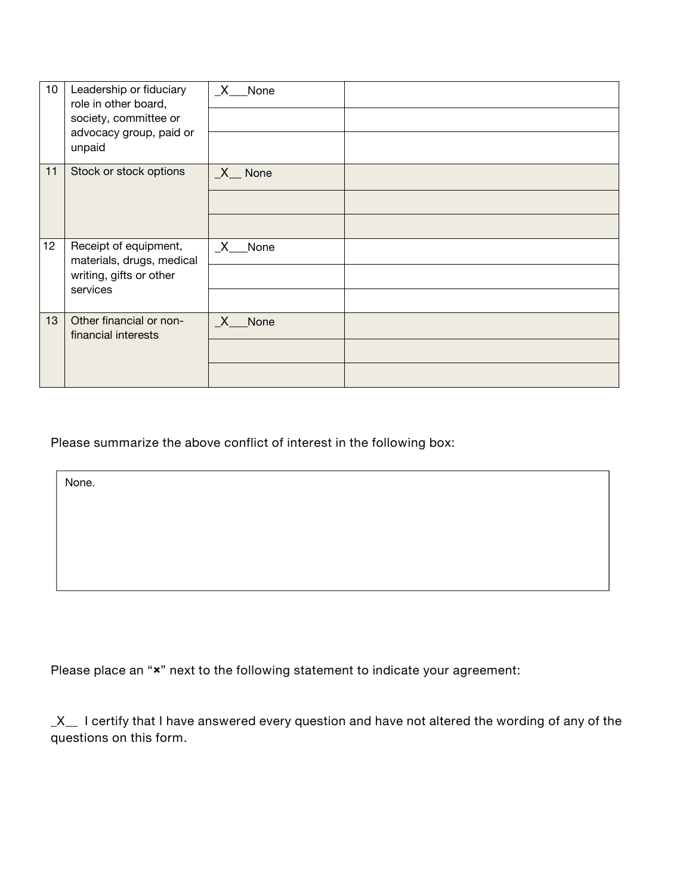| | | | |
|---|---|---|---|
| 10 | Leadership or fiduciary role in other board, society, committee or advocacy group, paid or unpaid | _X___None | |
| | | | |
| | | | |
| 11 | Stock or stock options | _X__ None | |
| | | | |
| | | | |
| 12 | Receipt of equipment, materials, drugs, medical writing, gifts or other services | _X___None | |
| | | | |
| | | | |
| 13 | Other financial or non-financial interests | _X___None | |
| | | | |
| | | | |

Please summarize the above conflict of interest in the following box:

| |
|---|
| None. |

Please place an "×" next to the following statement to indicate your agreement:

_X__ I certify that I have answered every question and have not altered the wording of any of the questions on this form.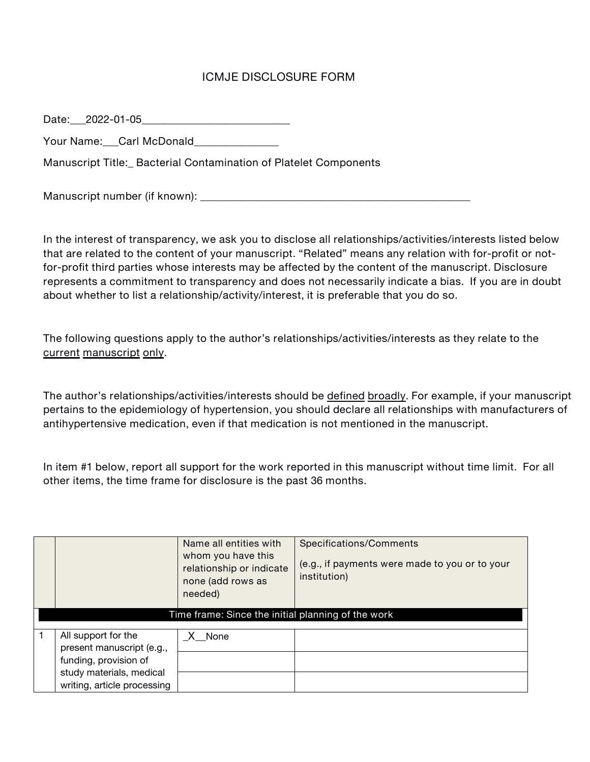# ICMJE DISCLOSURE FORM

Date:___2022-01-05__________________________

Your Name:___Carl McDonald_______________

Manuscript Title:_ Bacterial Contamination of Platelet Components

Manuscript number (if known): _________________________________________________

In the interest of transparency, we ask you to disclose all relationships/activities/interests listed below that are related to the content of your manuscript. "Related" means any relation with for-profit or not-for-profit third parties whose interests may be affected by the content of the manuscript. Disclosure represents a commitment to transparency and does not necessarily indicate a bias. If you are in doubt about whether to list a relationship/activity/interest, it is preferable that you do so.

The following questions apply to the author's relationships/activities/interests as they relate to the <u>current</u> <u>manuscript</u> <u>only</u>.

The author's relationships/activities/interests should be <u>defined</u> <u>broadly</u>. For example, if your manuscript pertains to the epidemiology of hypertension, you should declare all relationships with manufacturers of antihypertensive medication, even if that medication is not mentioned in the manuscript.

In item #1 below, report all support for the work reported in this manuscript without time limit. For all other items, the time frame for disclosure is the past 36 months.

| | | Name all entities with whom you have this relationship or indicate none (add rows as needed) | Specifications/Comments (e.g., if payments were made to you or to your institution) |
|---|---|---|---|
| **Time frame: Since the initial planning of the work** | | | |
| 1 | All support for the present manuscript (e.g., funding, provision of study materials, medical writing, article processing | _X__None | |
| | | | |
| | | | |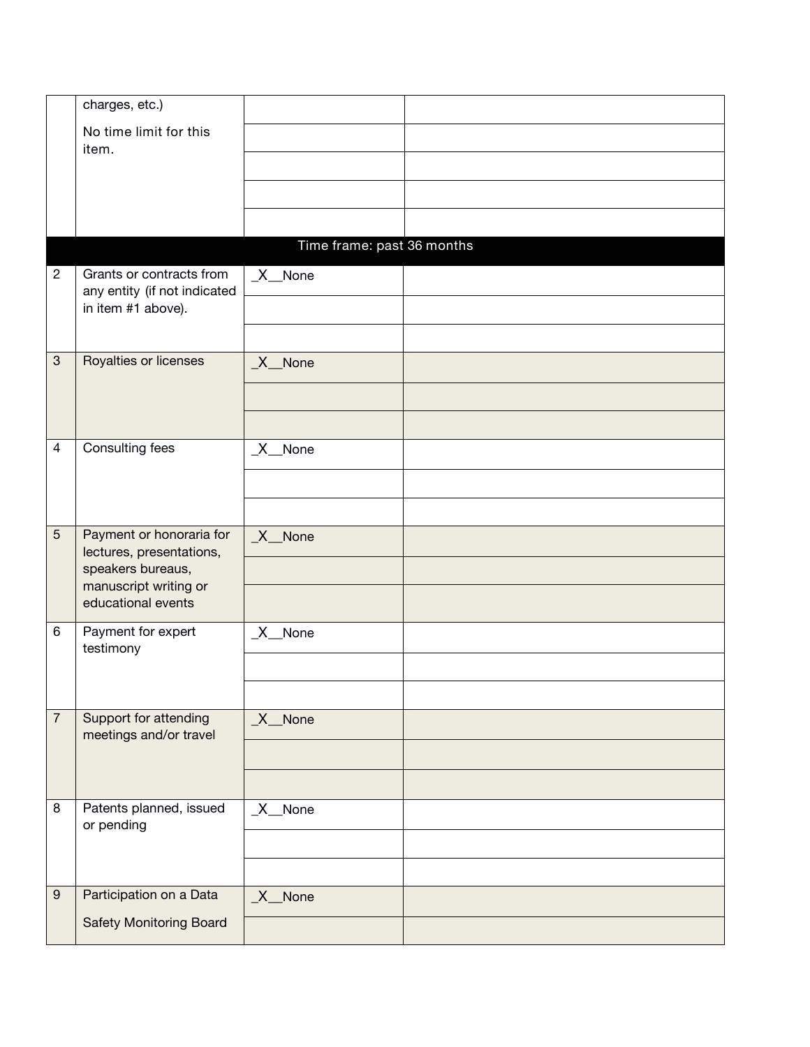| | | | |
|---|---|---|---|
| | charges, etc.) No time limit for this item. | | |
| | | | |
| | | | |
| | | | |
| | | | |
| **Time frame: past 36 months** | | | |
| 2 | Grants or contracts from any entity (if not indicated in item #1 above). | _X__None | |
| | | | |
| | | | |
| 3 | Royalties or licenses | _X__None | |
| | | | |
| | | | |
| 4 | Consulting fees | _X__None | |
| | | | |
| | | | |
| 5 | Payment or honoraria for lectures, presentations, speakers bureaus, manuscript writing or educational events | _X__None | |
| | | | |
| | | | |
| 6 | Payment for expert testimony | _X__None | |
| | | | |
| | | | |
| 7 | Support for attending meetings and/or travel | _X__None | |
| | | | |
| | | | |
| 8 | Patents planned, issued or pending | _X__None | |
| | | | |
| | | | |
| 9 | Participation on a Data Safety Monitoring Board | _X__None | |
| | | | |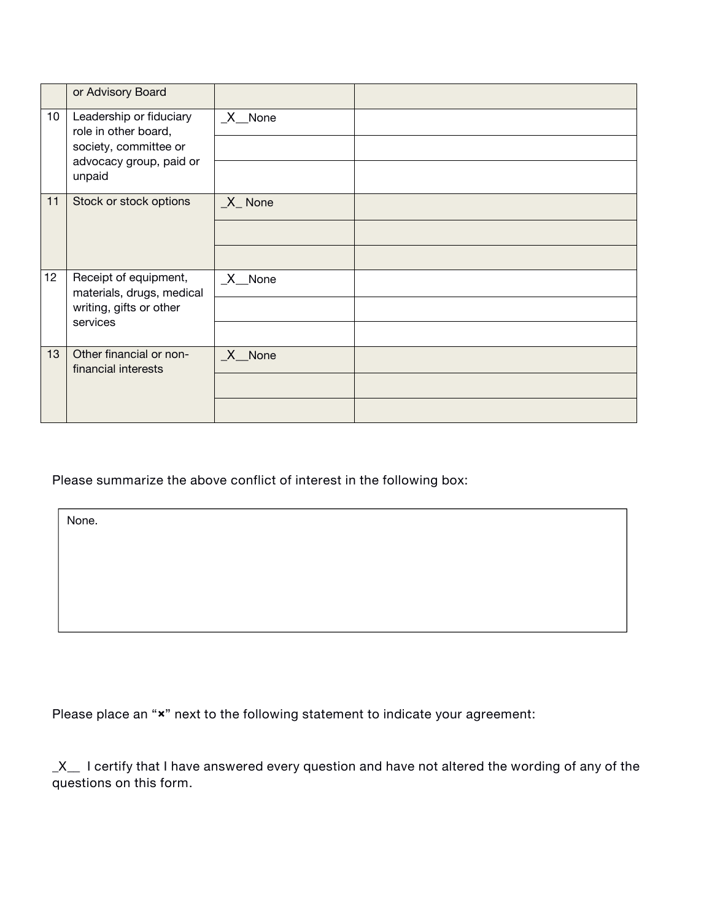| | | | |
|---|---|---|---|
| | or Advisory Board | | |
| 10 | Leadership or fiduciary role in other board, society, committee or advocacy group, paid or unpaid | _X__None | |
| | | | |
| | | | |
| 11 | Stock or stock options | _X_ None | |
| | | | |
| | | | |
| 12 | Receipt of equipment, materials, drugs, medical writing, gifts or other services | _X__None | |
| | | | |
| | | | |
| 13 | Other financial or non-financial interests | _X__None | |
| | | | |
| | | | |

Please summarize the above conflict of interest in the following box:

None.

Please place an "×" next to the following statement to indicate your agreement:

_X__ I certify that I have answered every question and have not altered the wording of any of the questions on this form.